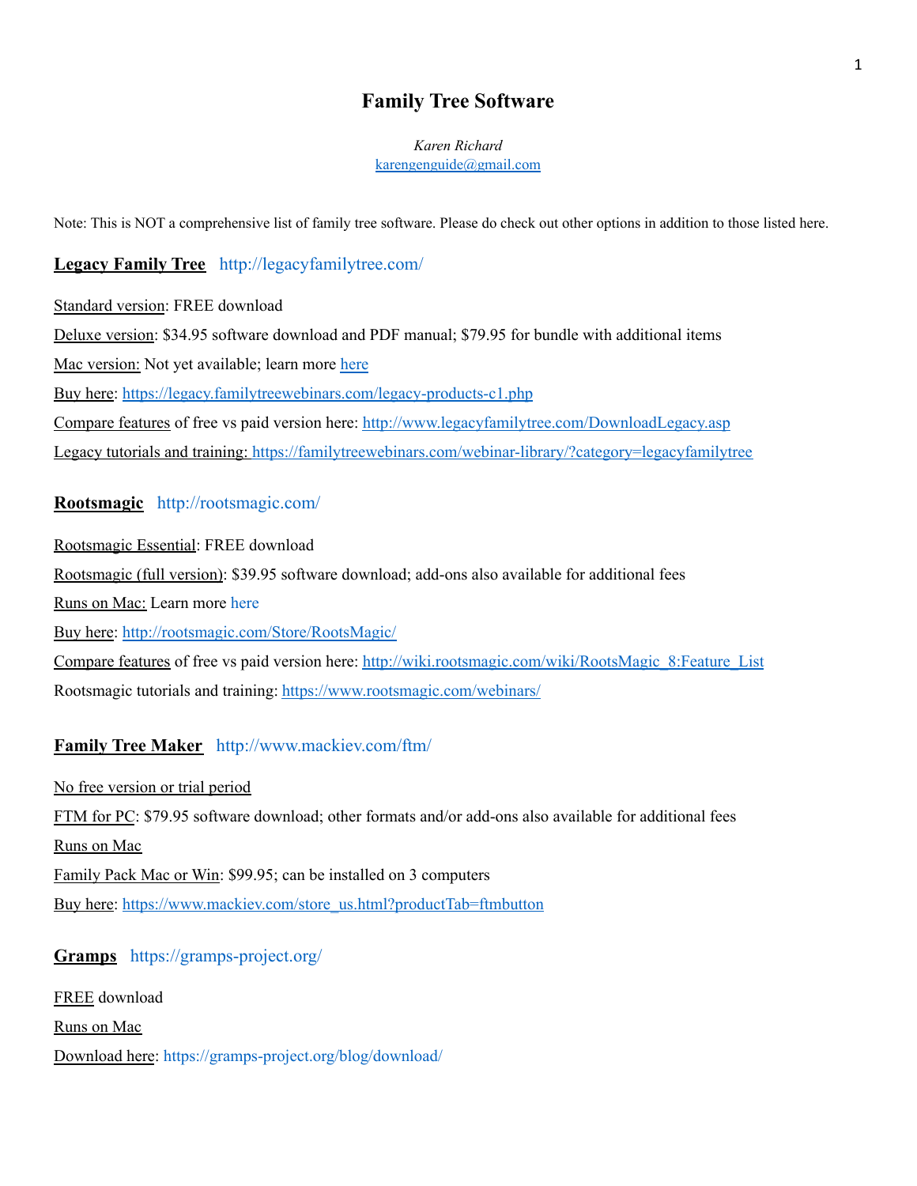# Family Tree Software

*Karen Richard*
karengenguide@gmail.com

Note: This is NOT a comprehensive list of family tree software. Please do check out other options in addition to those listed here.

## **Legacy Family Tree** http://legacyfamilytree.com/

Standard version: FREE download

Deluxe version: $34.95 software download and PDF manual; $79.95 for bundle with additional items

Mac version: Not yet available; learn more here

Buy here: https://legacy.familytreewebinars.com/legacy-products-c1.php

Compare features of free vs paid version here: http://www.legacyfamilytree.com/DownloadLegacy.asp

Legacy tutorials and training: https://familytreewebinars.com/webinar-library/?category=legacyfamilytree

## **Rootsmagic** http://rootsmagic.com/

Rootsmagic Essential: FREE download

Rootsmagic (full version): $39.95 software download; add-ons also available for additional fees

Runs on Mac: Learn more here

Buy here: http://rootsmagic.com/Store/RootsMagic/

Compare features of free vs paid version here: http://wiki.rootsmagic.com/wiki/RootsMagic_8:Feature_List

Rootsmagic tutorials and training: https://www.rootsmagic.com/webinars/

## **Family Tree Maker** http://www.mackiev.com/ftm/

No free version or trial period

FTM for PC: $79.95 software download; other formats and/or add-ons also available for additional fees

Runs on Mac

Family Pack Mac or Win: $99.95; can be installed on 3 computers

Buy here: https://www.mackiev.com/store_us.html?productTab=ftmbutton

## **Gramps** https://gramps-project.org/

FREE download

Runs on Mac

Download here: https://gramps-project.org/blog/download/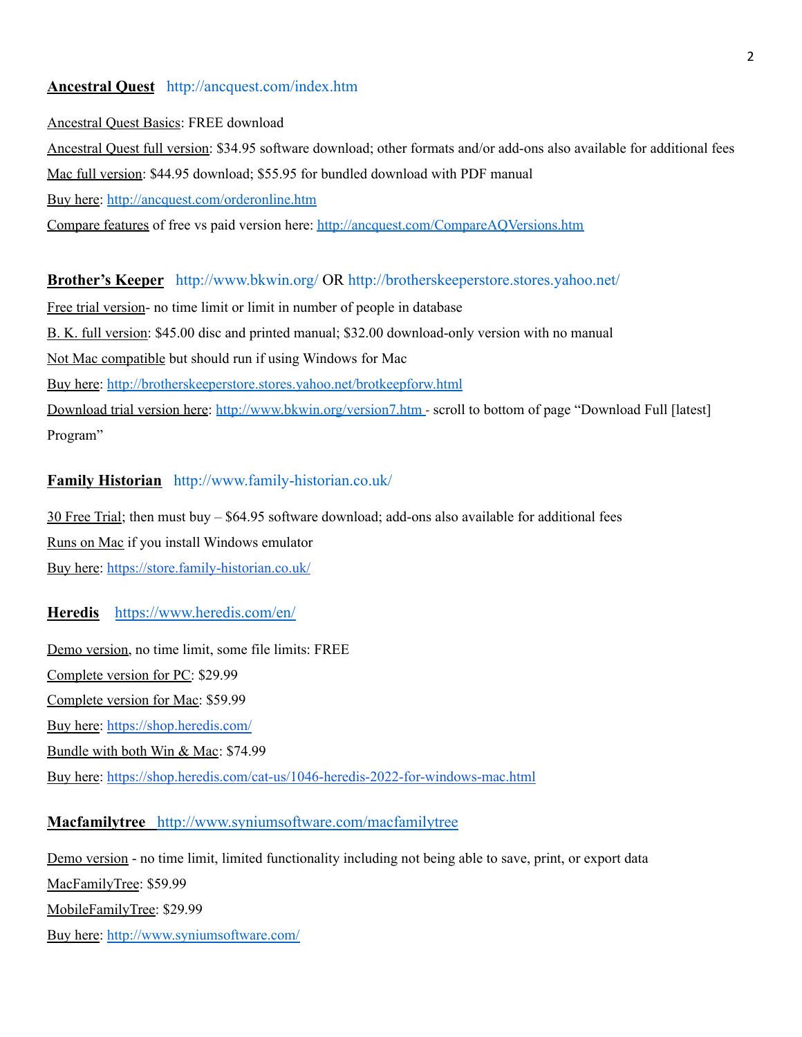**Ancestral Quest** http://ancquest.com/index.htm

Ancestral Quest Basics: FREE download

Ancestral Quest full version: $34.95 software download; other formats and/or add-ons also available for additional fees

Mac full version: $44.95 download; $55.95 for bundled download with PDF manual

Buy here: http://ancquest.com/orderonline.htm

Compare features of free vs paid version here: http://ancquest.com/CompareAQVersions.htm

**Brother's Keeper** http://www.bkwin.org/ OR http://brotherskeeperstore.stores.yahoo.net/

Free trial version- no time limit or limit in number of people in database

B. K. full version: $45.00 disc and printed manual; $32.00 download-only version with no manual

Not Mac compatible but should run if using Windows for Mac

Buy here: http://brotherskeeperstore.stores.yahoo.net/brotkeepforw.html

Download trial version here: http://www.bkwin.org/version7.htm - scroll to bottom of page "Download Full [latest] Program"

**Family Historian** http://www.family-historian.co.uk/

30 Free Trial; then must buy – $64.95 software download; add-ons also available for additional fees

Runs on Mac if you install Windows emulator

Buy here: https://store.family-historian.co.uk/

**Heredis** https://www.heredis.com/en/

Demo version, no time limit, some file limits: FREE

Complete version for PC: $29.99

Complete version for Mac: $59.99

Buy here: https://shop.heredis.com/

Bundle with both Win & Mac: $74.99

Buy here: https://shop.heredis.com/cat-us/1046-heredis-2022-for-windows-mac.html

**Macfamilytree** http://www.syniumsoftware.com/macfamilytree

Demo version - no time limit, limited functionality including not being able to save, print, or export data

MacFamilyTree: $59.99

MobileFamilyTree: $29.99

Buy here: http://www.syniumsoftware.com/